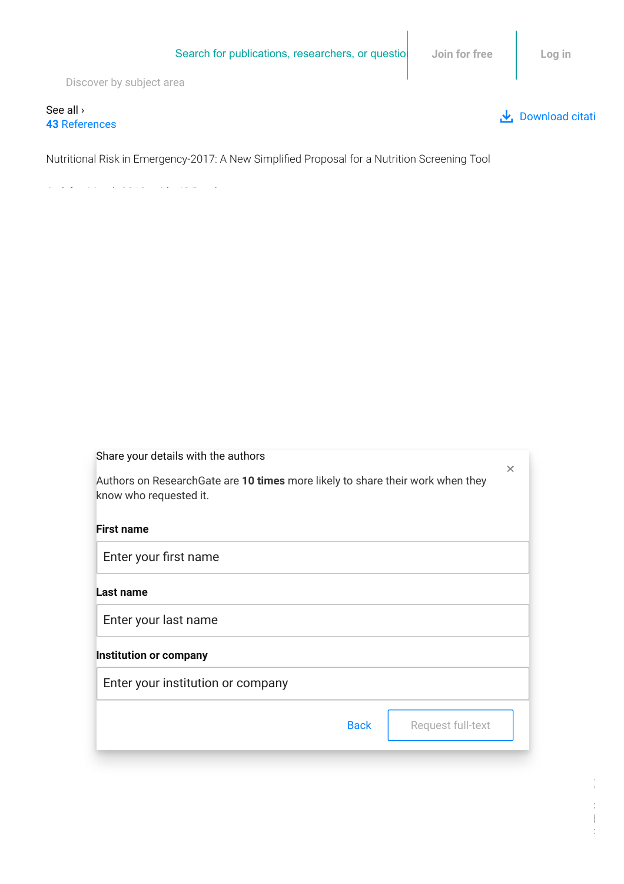上 Download citati

[Discover by subject area](https://www.researchgate.net/topics)

## See all › 43 References

Nutritional Risk in Emergency-2017: A New Simplified Proposal for a Nutrition Screening Tool

| Share your details with the authors                                                                       | $\times$ |
|-----------------------------------------------------------------------------------------------------------|----------|
| Authors on Research Gate are 10 times more likely to share their work when they<br>know who requested it. |          |
| <b>First name</b>                                                                                         |          |
| Enter your first name                                                                                     |          |
| Last name                                                                                                 |          |
| Enter your last name                                                                                      |          |
| <b>Institution or company</b>                                                                             |          |
| Enter your institution or company                                                                         |          |
| <b>Back</b><br>Request full-text                                                                          |          |